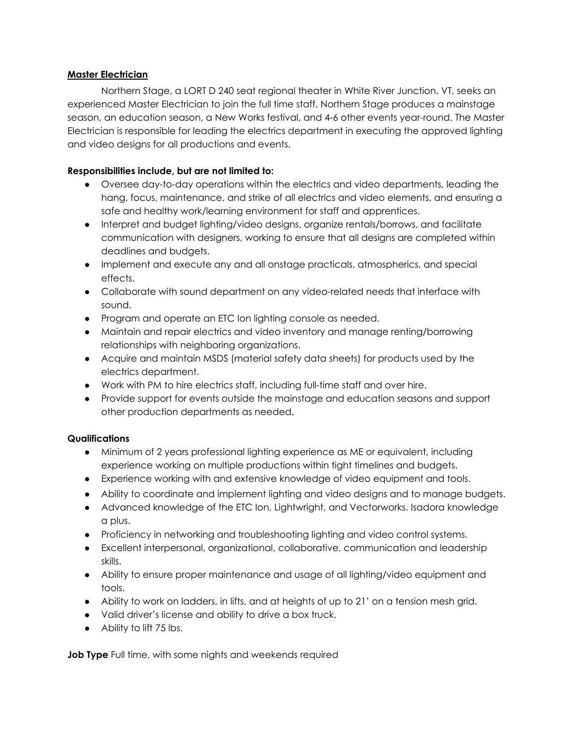## **Master Electrician**

Northern Stage, a LORT D 240 seat regional theater in White River Junction, VT, seeks an experienced Master Electrician to join the full time staff. Northern Stage produces a mainstage season, an education season, a New Works festival, and 4-6 other events year-round. The Master Electrician is responsible for leading the electrics department in executing the approved lighting and video designs for all productions and events.

**Responsibilities include, but are not limited to:**

- Oversee day-to-day operations within the electrics and video departments, leading the hang, focus, maintenance, and strike of all electrics and video elements, and ensuring a safe and healthy work/learning environment for staff and apprentices.
- Interpret and budget lighting/video designs, organize rentals/borrows, and facilitate communication with designers, working to ensure that all designs are completed within deadlines and budgets.
- Implement and execute any and all onstage practicals, atmospherics, and special effects.
- Collaborate with sound department on any video-related needs that interface with sound.
- Program and operate an ETC Ion lighting console as needed.
- Maintain and repair electrics and video inventory and manage renting/borrowing relationships with neighboring organizations.
- Acquire and maintain MSDS (material safety data sheets) for products used by the electrics department.
- Work with PM to hire electrics staff, including full-time staff and over hire.
- Provide support for events outside the mainstage and education seasons and support other production departments as needed.

**Qualifications**

- Minimum of 2 years professional lighting experience as ME or equivalent, including experience working on multiple productions within tight timelines and budgets.
- Experience working with and extensive knowledge of video equipment and tools.
- Ability to coordinate and implement lighting and video designs and to manage budgets.
- Advanced knowledge of the ETC Ion, Lightwright, and Vectorworks. Isadora knowledge a plus.
- Proficiency in networking and troubleshooting lighting and video control systems.
- Excellent interpersonal, organizational, collaborative, communication and leadership skills.
- Ability to ensure proper maintenance and usage of all lighting/video equipment and tools.
- Ability to work on ladders, in lifts, and at heights of up to 21' on a tension mesh grid.
- Valid driver's license and ability to drive a box truck.
- Ability to lift 75 lbs.

**Job Type** Full time, with some nights and weekends required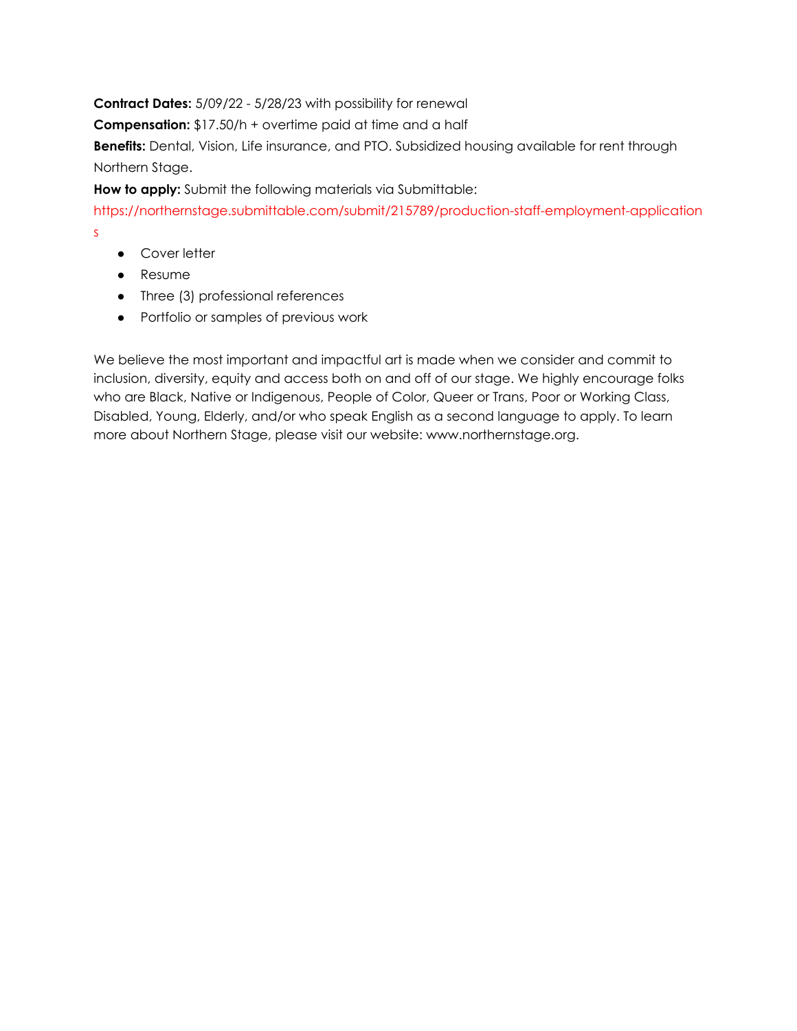**Contract Dates:** 5/09/22 - 5/28/23 with possibility for renewal

**Compensation:** $17.50/h + overtime paid at time and a half

**Benefits:** Dental, Vision, Life insurance, and PTO. Subsidized housing available for rent through Northern Stage.

**How to apply:** Submit the following materials via Submittable: https://northernstage.submittable.com/submit/215789/production-staff-employment-applications

- Cover letter
- Resume
- Three (3) professional references
- Portfolio or samples of previous work

We believe the most important and impactful art is made when we consider and commit to inclusion, diversity, equity and access both on and off of our stage. We highly encourage folks who are Black, Native or Indigenous, People of Color, Queer or Trans, Poor or Working Class, Disabled, Young, Elderly, and/or who speak English as a second language to apply. To learn more about Northern Stage, please visit our website: www.northernstage.org.